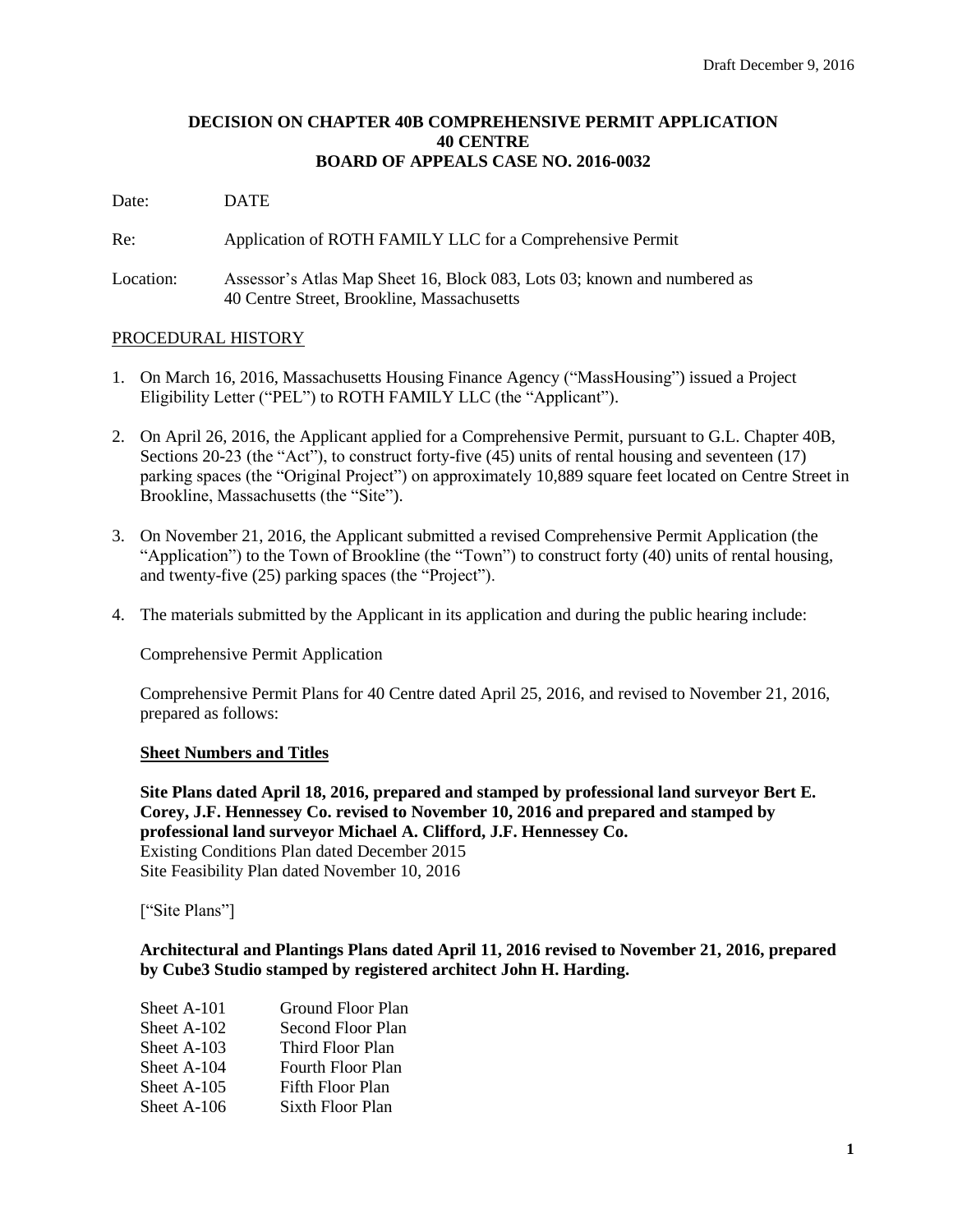Draft December 9, 2016

**DECISION ON CHAPTER 40B COMPREHENSIVE PERMIT APPLICATION**
**40 CENTRE**
**BOARD OF APPEALS CASE NO. 2016-0032**

Date: DATE

Re: Application of ROTH FAMILY LLC for a Comprehensive Permit

Location: Assessor's Atlas Map Sheet 16, Block 083, Lots 03; known and numbered as 40 Centre Street, Brookline, Massachusetts

PROCEDURAL HISTORY

1. On March 16, 2016, Massachusetts Housing Finance Agency ("MassHousing") issued a Project Eligibility Letter ("PEL") to ROTH FAMILY LLC (the "Applicant").

2. On April 26, 2016, the Applicant applied for a Comprehensive Permit, pursuant to G.L. Chapter 40B, Sections 20-23 (the "Act"), to construct forty-five (45) units of rental housing and seventeen (17) parking spaces (the "Original Project") on approximately 10,889 square feet located on Centre Street in Brookline, Massachusetts (the "Site").

3. On November 21, 2016, the Applicant submitted a revised Comprehensive Permit Application (the "Application") to the Town of Brookline (the "Town") to construct forty (40) units of rental housing, and twenty-five (25) parking spaces (the "Project").

4. The materials submitted by the Applicant in its application and during the public hearing include:

   Comprehensive Permit Application

   Comprehensive Permit Plans for 40 Centre dated April 25, 2016, and revised to November 21, 2016, prepared as follows:

   **Sheet Numbers and Titles**

   **Site Plans dated April 18, 2016, prepared and stamped by professional land surveyor Bert E. Corey, J.F. Hennessey Co. revised to November 10, 2016 and prepared and stamped by professional land surveyor Michael A. Clifford, J.F. Hennessey Co.**
   Existing Conditions Plan dated December 2015
   Site Feasibility Plan dated November 10, 2016

   ["Site Plans"]

   **Architectural and Plantings Plans dated April 11, 2016 revised to November 21, 2016, prepared by Cube3 Studio stamped by registered architect John H. Harding.**

   Sheet A-101 Ground Floor Plan
   Sheet A-102 Second Floor Plan
   Sheet A-103 Third Floor Plan
   Sheet A-104 Fourth Floor Plan
   Sheet A-105 Fifth Floor Plan
   Sheet A-106 Sixth Floor Plan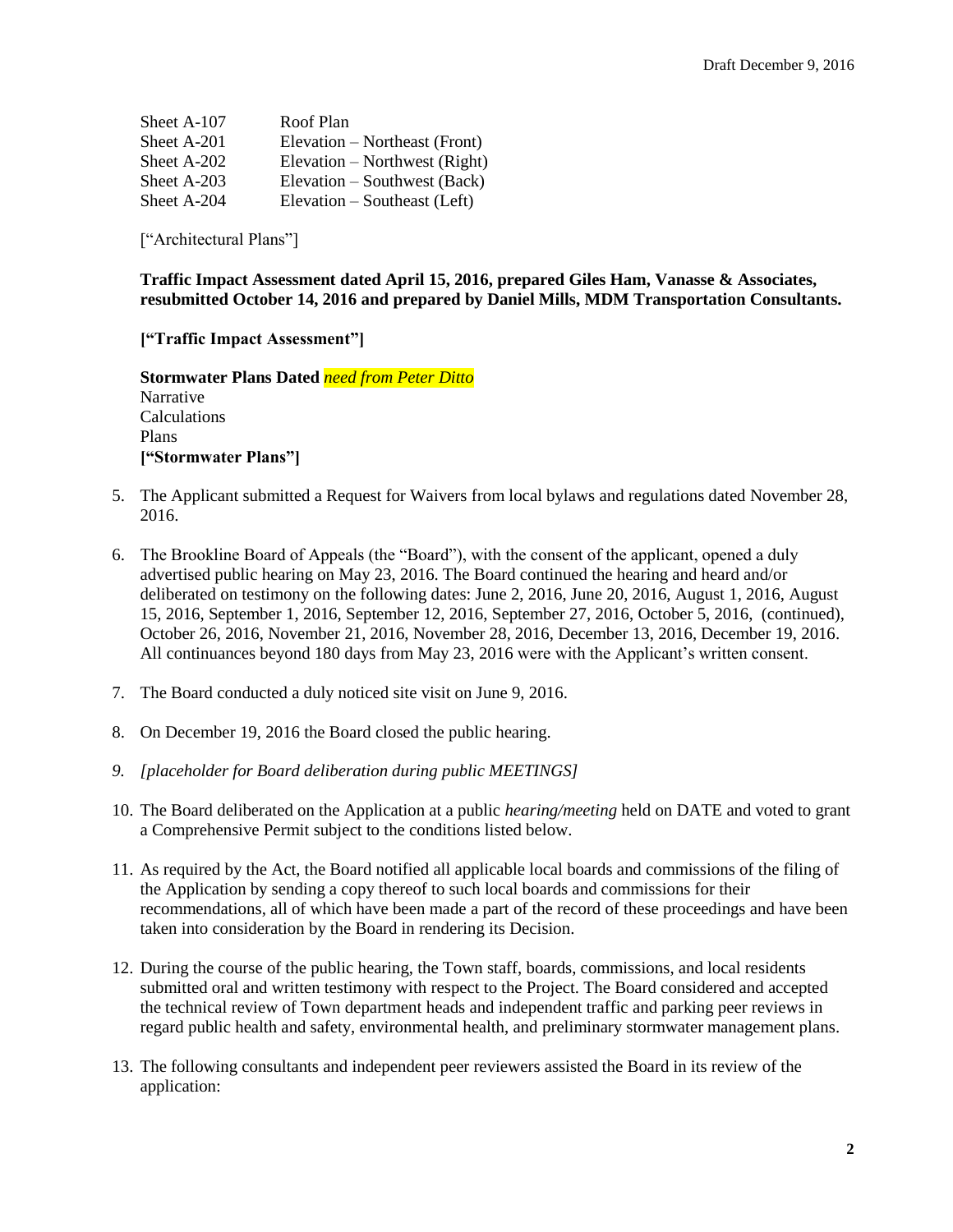| | |
|---|---|
| Sheet A-107 | Roof Plan |
| Sheet A-201 | Elevation – Northeast (Front) |
| Sheet A-202 | Elevation – Northwest (Right) |
| Sheet A-203 | Elevation – Southwest (Back) |
| Sheet A-204 | Elevation – Southeast (Left) |

["Architectural Plans"]

**Traffic Impact Assessment dated April 15, 2016, prepared Giles Ham, Vanasse & Associates, resubmitted October 14, 2016 and prepared by Daniel Mills, MDM Transportation Consultants.**

**["Traffic Impact Assessment"]**

**Stormwater Plans Dated** *need from Peter Ditto*
Narrative
Calculations
Plans
**["Stormwater Plans"]**

5. The Applicant submitted a Request for Waivers from local bylaws and regulations dated November 28, 2016.

6. The Brookline Board of Appeals (the "Board"), with the consent of the applicant, opened a duly advertised public hearing on May 23, 2016. The Board continued the hearing and heard and/or deliberated on testimony on the following dates: June 2, 2016, June 20, 2016, August 1, 2016, August 15, 2016, September 1, 2016, September 12, 2016, September 27, 2016, October 5, 2016, (continued), October 26, 2016, November 21, 2016, November 28, 2016, December 13, 2016, December 19, 2016. All continuances beyond 180 days from May 23, 2016 were with the Applicant's written consent.

7. The Board conducted a duly noticed site visit on June 9, 2016.

8. On December 19, 2016 the Board closed the public hearing.

9. *[placeholder for Board deliberation during public MEETINGS]*

10. The Board deliberated on the Application at a public *hearing/meeting* held on DATE and voted to grant a Comprehensive Permit subject to the conditions listed below.

11. As required by the Act, the Board notified all applicable local boards and commissions of the filing of the Application by sending a copy thereof to such local boards and commissions for their recommendations, all of which have been made a part of the record of these proceedings and have been taken into consideration by the Board in rendering its Decision.

12. During the course of the public hearing, the Town staff, boards, commissions, and local residents submitted oral and written testimony with respect to the Project. The Board considered and accepted the technical review of Town department heads and independent traffic and parking peer reviews in regard public health and safety, environmental health, and preliminary stormwater management plans.

13. The following consultants and independent peer reviewers assisted the Board in its review of the application: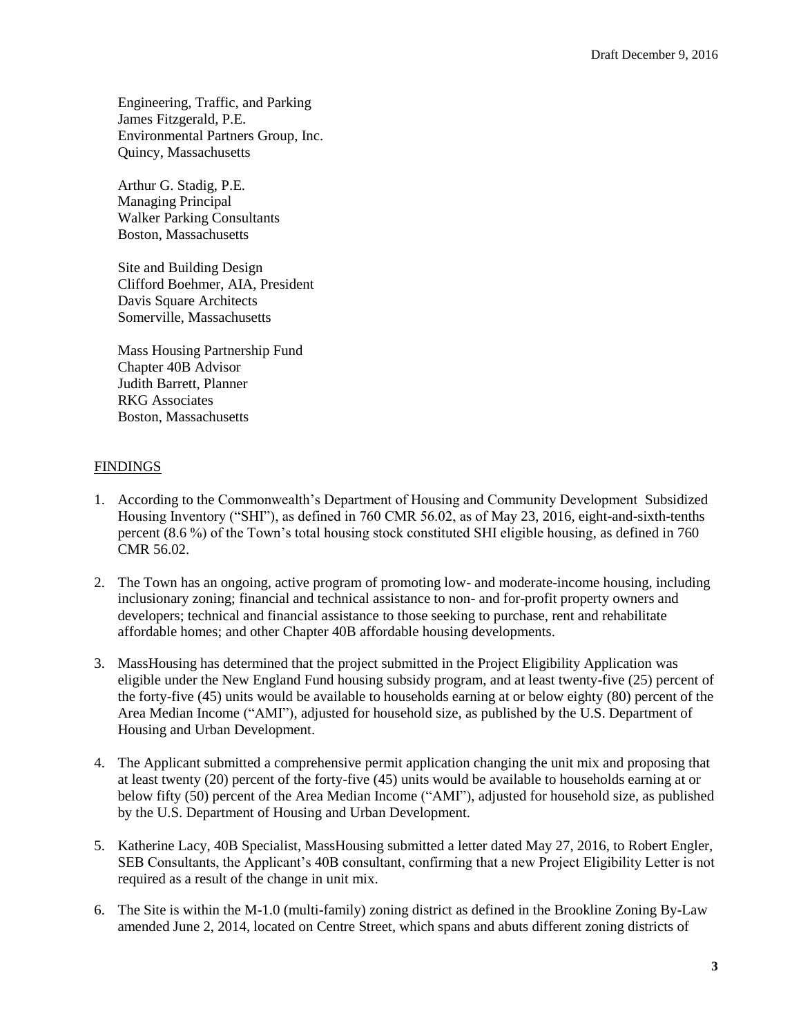Engineering, Traffic, and Parking
James Fitzgerald, P.E.
Environmental Partners Group, Inc.
Quincy, Massachusetts

Arthur G. Stadig, P.E.
Managing Principal
Walker Parking Consultants
Boston, Massachusetts

Site and Building Design
Clifford Boehmer, AIA, President
Davis Square Architects
Somerville, Massachusetts

Mass Housing Partnership Fund
Chapter 40B Advisor
Judith Barrett, Planner
RKG Associates
Boston, Massachusetts

## FINDINGS

1. According to the Commonwealth's Department of Housing and Community Development Subsidized Housing Inventory ("SHI"), as defined in 760 CMR 56.02, as of May 23, 2016, eight-and-sixth-tenths percent (8.6 %) of the Town's total housing stock constituted SHI eligible housing, as defined in 760 CMR 56.02.

2. The Town has an ongoing, active program of promoting low- and moderate-income housing, including inclusionary zoning; financial and technical assistance to non- and for-profit property owners and developers; technical and financial assistance to those seeking to purchase, rent and rehabilitate affordable homes; and other Chapter 40B affordable housing developments.

3. MassHousing has determined that the project submitted in the Project Eligibility Application was eligible under the New England Fund housing subsidy program, and at least twenty-five (25) percent of the forty-five (45) units would be available to households earning at or below eighty (80) percent of the Area Median Income ("AMI"), adjusted for household size, as published by the U.S. Department of Housing and Urban Development.

4. The Applicant submitted a comprehensive permit application changing the unit mix and proposing that at least twenty (20) percent of the forty-five (45) units would be available to households earning at or below fifty (50) percent of the Area Median Income ("AMI"), adjusted for household size, as published by the U.S. Department of Housing and Urban Development.

5. Katherine Lacy, 40B Specialist, MassHousing submitted a letter dated May 27, 2016, to Robert Engler, SEB Consultants, the Applicant's 40B consultant, confirming that a new Project Eligibility Letter is not required as a result of the change in unit mix.

6. The Site is within the M-1.0 (multi-family) zoning district as defined in the Brookline Zoning By-Law amended June 2, 2014, located on Centre Street, which spans and abuts different zoning districts of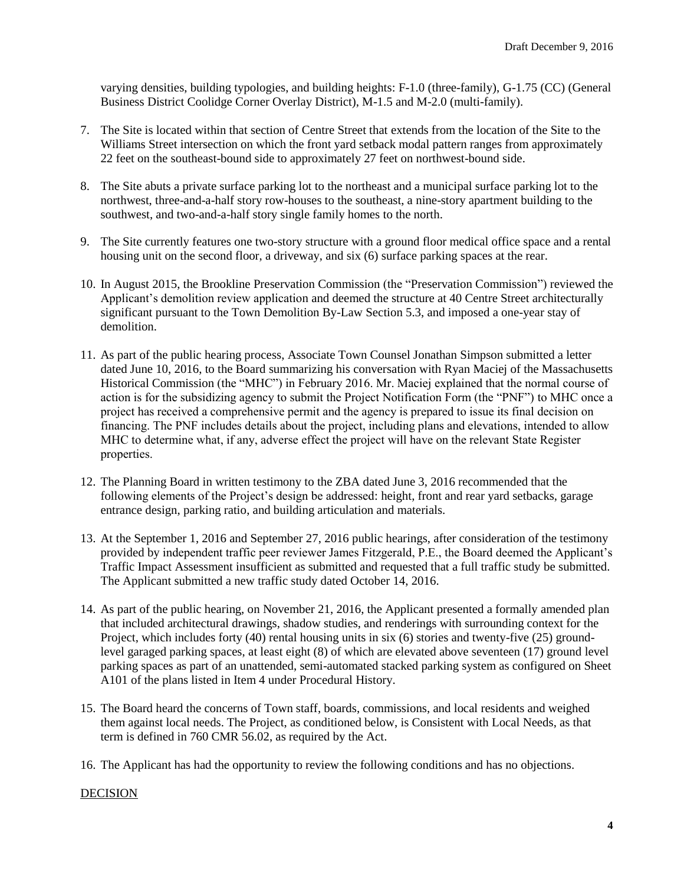varying densities, building typologies, and building heights: F-1.0 (three-family), G-1.75 (CC) (General Business District Coolidge Corner Overlay District), M-1.5 and M-2.0 (multi-family).

7. The Site is located within that section of Centre Street that extends from the location of the Site to the Williams Street intersection on which the front yard setback modal pattern ranges from approximately 22 feet on the southeast-bound side to approximately 27 feet on northwest-bound side.

8. The Site abuts a private surface parking lot to the northeast and a municipal surface parking lot to the northwest, three-and-a-half story row-houses to the southeast, a nine-story apartment building to the southwest, and two-and-a-half story single family homes to the north.

9. The Site currently features one two-story structure with a ground floor medical office space and a rental housing unit on the second floor, a driveway, and six (6) surface parking spaces at the rear.

10. In August 2015, the Brookline Preservation Commission (the "Preservation Commission") reviewed the Applicant's demolition review application and deemed the structure at 40 Centre Street architecturally significant pursuant to the Town Demolition By-Law Section 5.3, and imposed a one-year stay of demolition.

11. As part of the public hearing process, Associate Town Counsel Jonathan Simpson submitted a letter dated June 10, 2016, to the Board summarizing his conversation with Ryan Maciej of the Massachusetts Historical Commission (the "MHC") in February 2016. Mr. Maciej explained that the normal course of action is for the subsidizing agency to submit the Project Notification Form (the "PNF") to MHC once a project has received a comprehensive permit and the agency is prepared to issue its final decision on financing. The PNF includes details about the project, including plans and elevations, intended to allow MHC to determine what, if any, adverse effect the project will have on the relevant State Register properties.

12. The Planning Board in written testimony to the ZBA dated June 3, 2016 recommended that the following elements of the Project's design be addressed: height, front and rear yard setbacks, garage entrance design, parking ratio, and building articulation and materials.

13. At the September 1, 2016 and September 27, 2016 public hearings, after consideration of the testimony provided by independent traffic peer reviewer James Fitzgerald, P.E., the Board deemed the Applicant's Traffic Impact Assessment insufficient as submitted and requested that a full traffic study be submitted. The Applicant submitted a new traffic study dated October 14, 2016.

14. As part of the public hearing, on November 21, 2016, the Applicant presented a formally amended plan that included architectural drawings, shadow studies, and renderings with surrounding context for the Project, which includes forty (40) rental housing units in six (6) stories and twenty-five (25) ground-level garaged parking spaces, at least eight (8) of which are elevated above seventeen (17) ground level parking spaces as part of an unattended, semi-automated stacked parking system as configured on Sheet A101 of the plans listed in Item 4 under Procedural History.

15. The Board heard the concerns of Town staff, boards, commissions, and local residents and weighed them against local needs. The Project, as conditioned below, is Consistent with Local Needs, as that term is defined in 760 CMR 56.02, as required by the Act.

16. The Applicant has had the opportunity to review the following conditions and has no objections.

DECISION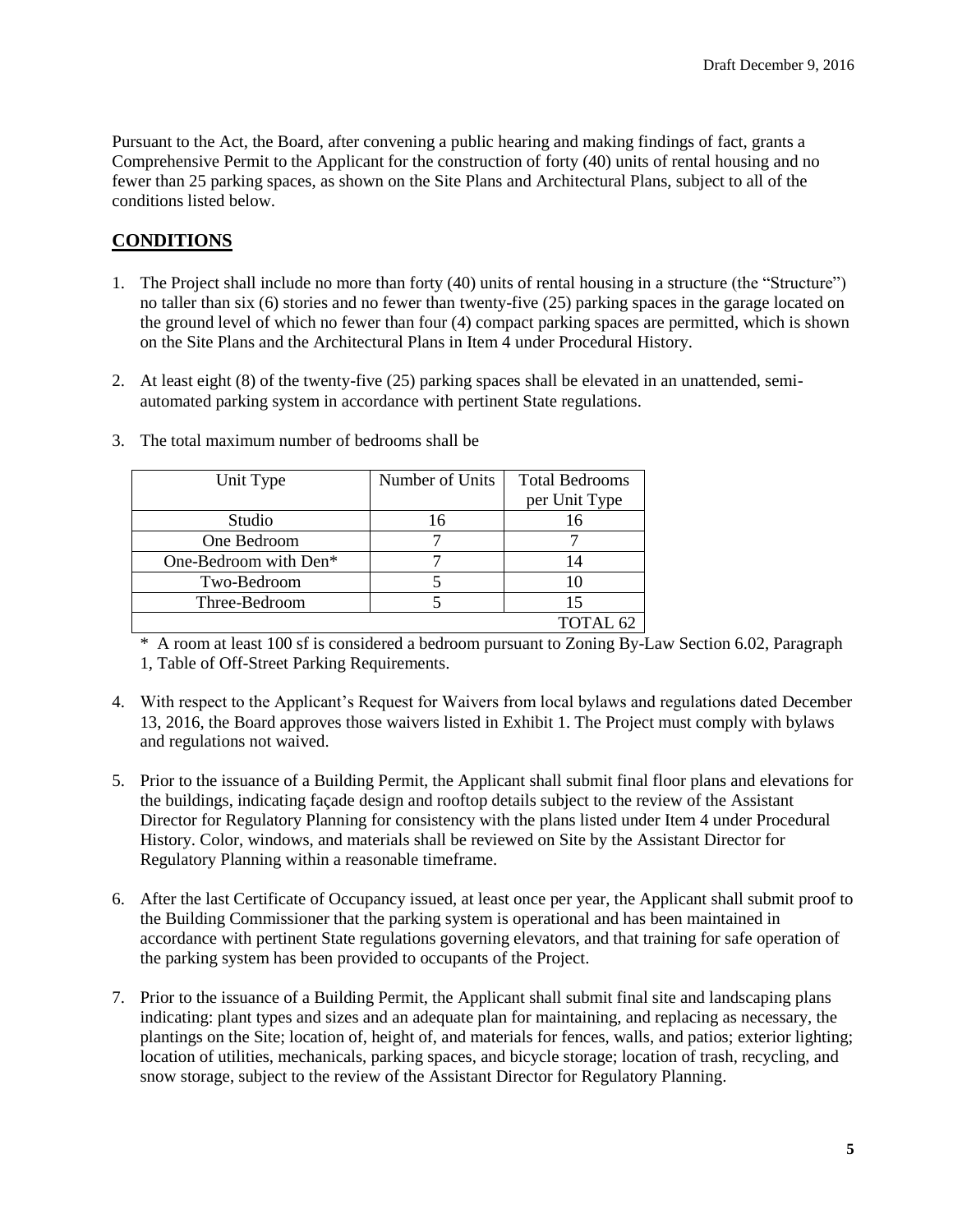Pursuant to the Act, the Board, after convening a public hearing and making findings of fact, grants a Comprehensive Permit to the Applicant for the construction of forty (40) units of rental housing and no fewer than 25 parking spaces, as shown on the Site Plans and Architectural Plans, subject to all of the conditions listed below.

## CONDITIONS

1. The Project shall include no more than forty (40) units of rental housing in a structure (the "Structure") no taller than six (6) stories and no fewer than twenty-five (25) parking spaces in the garage located on the ground level of which no fewer than four (4) compact parking spaces are permitted, which is shown on the Site Plans and the Architectural Plans in Item 4 under Procedural History.

2. At least eight (8) of the twenty-five (25) parking spaces shall be elevated in an unattended, semi-automated parking system in accordance with pertinent State regulations.

3. The total maximum number of bedrooms shall be

| Unit Type | Number of Units | Total Bedrooms per Unit Type |
|---|---|---|
| Studio | 16 | 16 |
| One Bedroom | 7 | 7 |
| One-Bedroom with Den* | 7 | 14 |
| Two-Bedroom | 5 | 10 |
| Three-Bedroom | 5 | 15 |
| | | TOTAL 62 |

\* A room at least 100 sf is considered a bedroom pursuant to Zoning By-Law Section 6.02, Paragraph 1, Table of Off-Street Parking Requirements.

4. With respect to the Applicant's Request for Waivers from local bylaws and regulations dated December 13, 2016, the Board approves those waivers listed in Exhibit 1. The Project must comply with bylaws and regulations not waived.

5. Prior to the issuance of a Building Permit, the Applicant shall submit final floor plans and elevations for the buildings, indicating façade design and rooftop details subject to the review of the Assistant Director for Regulatory Planning for consistency with the plans listed under Item 4 under Procedural History. Color, windows, and materials shall be reviewed on Site by the Assistant Director for Regulatory Planning within a reasonable timeframe.

6. After the last Certificate of Occupancy issued, at least once per year, the Applicant shall submit proof to the Building Commissioner that the parking system is operational and has been maintained in accordance with pertinent State regulations governing elevators, and that training for safe operation of the parking system has been provided to occupants of the Project.

7. Prior to the issuance of a Building Permit, the Applicant shall submit final site and landscaping plans indicating: plant types and sizes and an adequate plan for maintaining, and replacing as necessary, the plantings on the Site; location of, height of, and materials for fences, walls, and patios; exterior lighting; location of utilities, mechanicals, parking spaces, and bicycle storage; location of trash, recycling, and snow storage, subject to the review of the Assistant Director for Regulatory Planning.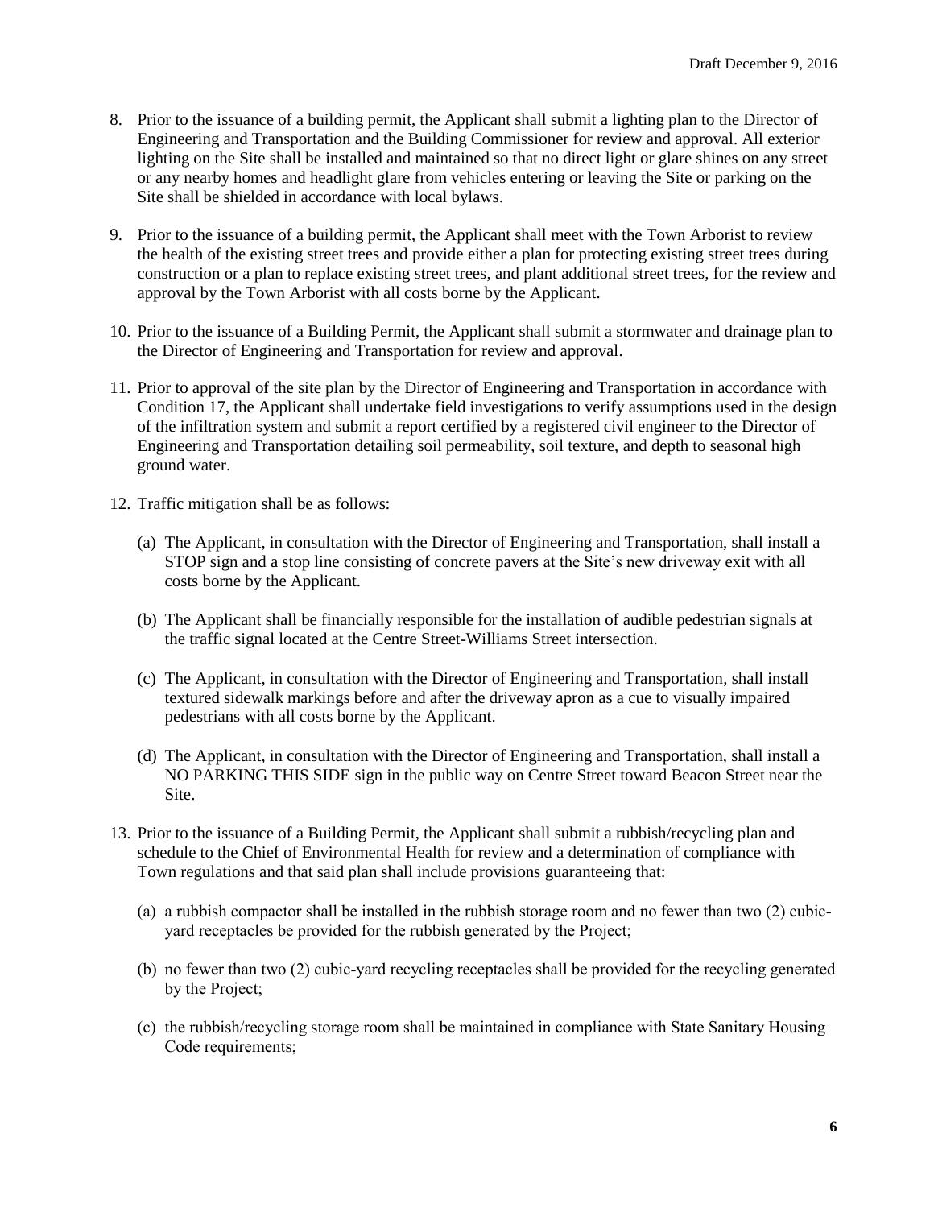8. Prior to the issuance of a building permit, the Applicant shall submit a lighting plan to the Director of Engineering and Transportation and the Building Commissioner for review and approval. All exterior lighting on the Site shall be installed and maintained so that no direct light or glare shines on any street or any nearby homes and headlight glare from vehicles entering or leaving the Site or parking on the Site shall be shielded in accordance with local bylaws.

9. Prior to the issuance of a building permit, the Applicant shall meet with the Town Arborist to review the health of the existing street trees and provide either a plan for protecting existing street trees during construction or a plan to replace existing street trees, and plant additional street trees, for the review and approval by the Town Arborist with all costs borne by the Applicant.

10. Prior to the issuance of a Building Permit, the Applicant shall submit a stormwater and drainage plan to the Director of Engineering and Transportation for review and approval.

11. Prior to approval of the site plan by the Director of Engineering and Transportation in accordance with Condition 17, the Applicant shall undertake field investigations to verify assumptions used in the design of the infiltration system and submit a report certified by a registered civil engineer to the Director of Engineering and Transportation detailing soil permeability, soil texture, and depth to seasonal high ground water.

12. Traffic mitigation shall be as follows:

    (a) The Applicant, in consultation with the Director of Engineering and Transportation, shall install a STOP sign and a stop line consisting of concrete pavers at the Site's new driveway exit with all costs borne by the Applicant.

    (b) The Applicant shall be financially responsible for the installation of audible pedestrian signals at the traffic signal located at the Centre Street-Williams Street intersection.

    (c) The Applicant, in consultation with the Director of Engineering and Transportation, shall install textured sidewalk markings before and after the driveway apron as a cue to visually impaired pedestrians with all costs borne by the Applicant.

    (d) The Applicant, in consultation with the Director of Engineering and Transportation, shall install a NO PARKING THIS SIDE sign in the public way on Centre Street toward Beacon Street near the Site.

13. Prior to the issuance of a Building Permit, the Applicant shall submit a rubbish/recycling plan and schedule to the Chief of Environmental Health for review and a determination of compliance with Town regulations and that said plan shall include provisions guaranteeing that:

    (a) a rubbish compactor shall be installed in the rubbish storage room and no fewer than two (2) cubic-yard receptacles be provided for the rubbish generated by the Project;

    (b) no fewer than two (2) cubic-yard recycling receptacles shall be provided for the recycling generated by the Project;

    (c) the rubbish/recycling storage room shall be maintained in compliance with State Sanitary Housing Code requirements;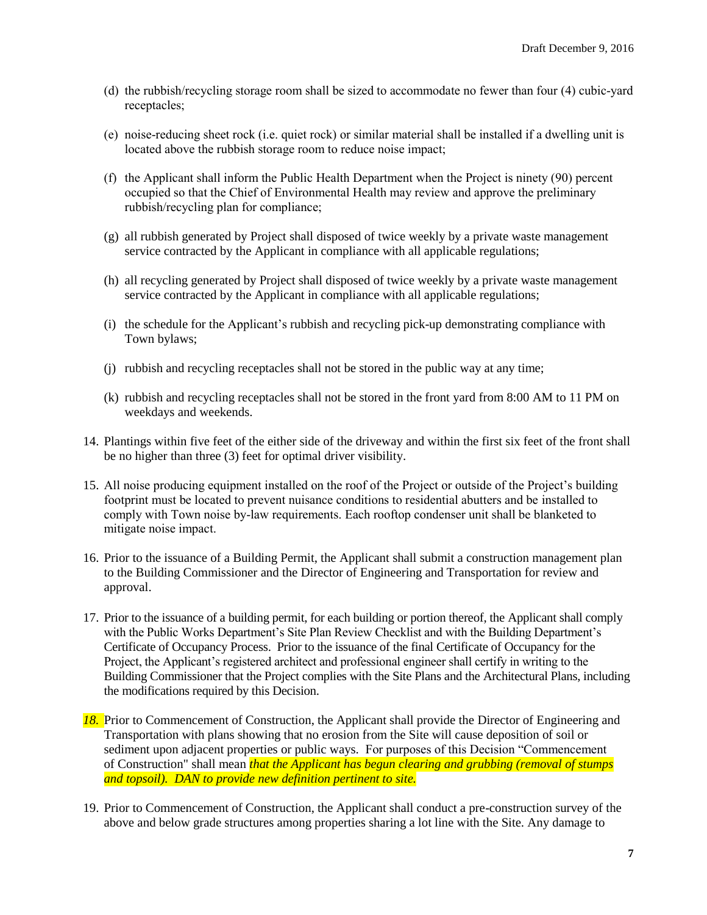(d) the rubbish/recycling storage room shall be sized to accommodate no fewer than four (4) cubic-yard receptacles;

(e) noise-reducing sheet rock (i.e. quiet rock) or similar material shall be installed if a dwelling unit is located above the rubbish storage room to reduce noise impact;

(f) the Applicant shall inform the Public Health Department when the Project is ninety (90) percent occupied so that the Chief of Environmental Health may review and approve the preliminary rubbish/recycling plan for compliance;

(g) all rubbish generated by Project shall disposed of twice weekly by a private waste management service contracted by the Applicant in compliance with all applicable regulations;

(h) all recycling generated by Project shall disposed of twice weekly by a private waste management service contracted by the Applicant in compliance with all applicable regulations;

(i) the schedule for the Applicant's rubbish and recycling pick-up demonstrating compliance with Town bylaws;

(j) rubbish and recycling receptacles shall not be stored in the public way at any time;

(k) rubbish and recycling receptacles shall not be stored in the front yard from 8:00 AM to 11 PM on weekdays and weekends.

14. Plantings within five feet of the either side of the driveway and within the first six feet of the front shall be no higher than three (3) feet for optimal driver visibility.

15. All noise producing equipment installed on the roof of the Project or outside of the Project's building footprint must be located to prevent nuisance conditions to residential abutters and be installed to comply with Town noise by-law requirements. Each rooftop condenser unit shall be blanketed to mitigate noise impact.

16. Prior to the issuance of a Building Permit, the Applicant shall submit a construction management plan to the Building Commissioner and the Director of Engineering and Transportation for review and approval.

17. Prior to the issuance of a building permit, for each building or portion thereof, the Applicant shall comply with the Public Works Department's Site Plan Review Checklist and with the Building Department's Certificate of Occupancy Process. Prior to the issuance of the final Certificate of Occupancy for the Project, the Applicant's registered architect and professional engineer shall certify in writing to the Building Commissioner that the Project complies with the Site Plans and the Architectural Plans, including the modifications required by this Decision.

*18.* Prior to Commencement of Construction, the Applicant shall provide the Director of Engineering and Transportation with plans showing that no erosion from the Site will cause deposition of soil or sediment upon adjacent properties or public ways. For purposes of this Decision "Commencement of Construction" shall mean *that the Applicant has begun clearing and grubbing (removal of stumps and topsoil). DAN to provide new definition pertinent to site.*

19. Prior to Commencement of Construction, the Applicant shall conduct a pre-construction survey of the above and below grade structures among properties sharing a lot line with the Site. Any damage to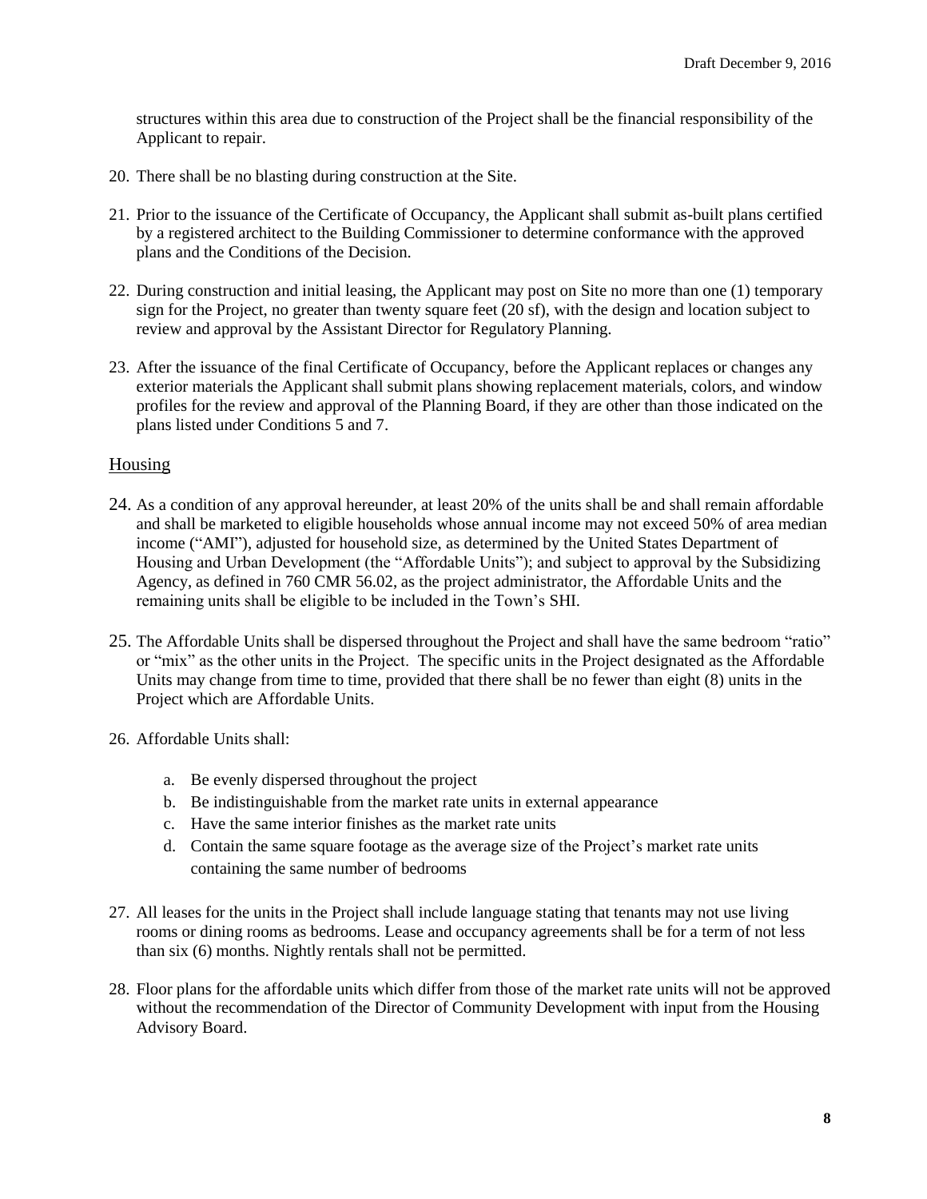structures within this area due to construction of the Project shall be the financial responsibility of the Applicant to repair.

20. There shall be no blasting during construction at the Site.

21. Prior to the issuance of the Certificate of Occupancy, the Applicant shall submit as-built plans certified by a registered architect to the Building Commissioner to determine conformance with the approved plans and the Conditions of the Decision.

22. During construction and initial leasing, the Applicant may post on Site no more than one (1) temporary sign for the Project, no greater than twenty square feet (20 sf), with the design and location subject to review and approval by the Assistant Director for Regulatory Planning.

23. After the issuance of the final Certificate of Occupancy, before the Applicant replaces or changes any exterior materials the Applicant shall submit plans showing replacement materials, colors, and window profiles for the review and approval of the Planning Board, if they are other than those indicated on the plans listed under Conditions 5 and 7.

## Housing

24. As a condition of any approval hereunder, at least 20% of the units shall be and shall remain affordable and shall be marketed to eligible households whose annual income may not exceed 50% of area median income ("AMI"), adjusted for household size, as determined by the United States Department of Housing and Urban Development (the "Affordable Units"); and subject to approval by the Subsidizing Agency, as defined in 760 CMR 56.02, as the project administrator, the Affordable Units and the remaining units shall be eligible to be included in the Town's SHI.

25. The Affordable Units shall be dispersed throughout the Project and shall have the same bedroom "ratio" or "mix" as the other units in the Project. The specific units in the Project designated as the Affordable Units may change from time to time, provided that there shall be no fewer than eight (8) units in the Project which are Affordable Units.

26. Affordable Units shall:

    a. Be evenly dispersed throughout the project
    b. Be indistinguishable from the market rate units in external appearance
    c. Have the same interior finishes as the market rate units
    d. Contain the same square footage as the average size of the Project's market rate units containing the same number of bedrooms

27. All leases for the units in the Project shall include language stating that tenants may not use living rooms or dining rooms as bedrooms. Lease and occupancy agreements shall be for a term of not less than six (6) months. Nightly rentals shall not be permitted.

28. Floor plans for the affordable units which differ from those of the market rate units will not be approved without the recommendation of the Director of Community Development with input from the Housing Advisory Board.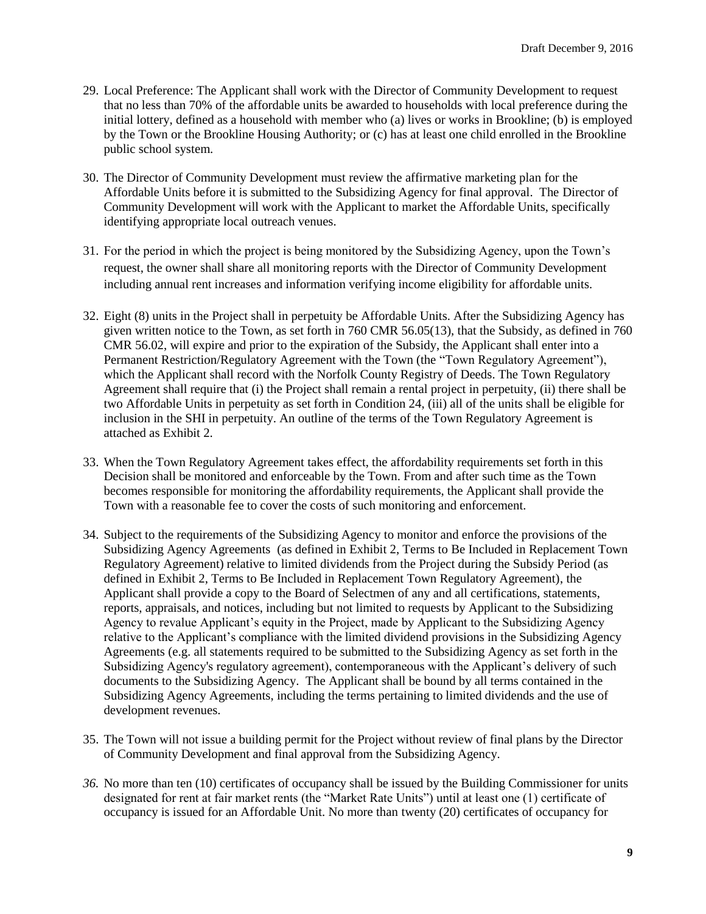29. Local Preference: The Applicant shall work with the Director of Community Development to request that no less than 70% of the affordable units be awarded to households with local preference during the initial lottery, defined as a household with member who (a) lives or works in Brookline; (b) is employed by the Town or the Brookline Housing Authority; or (c) has at least one child enrolled in the Brookline public school system.

30. The Director of Community Development must review the affirmative marketing plan for the Affordable Units before it is submitted to the Subsidizing Agency for final approval. The Director of Community Development will work with the Applicant to market the Affordable Units, specifically identifying appropriate local outreach venues.

31. For the period in which the project is being monitored by the Subsidizing Agency, upon the Town's request, the owner shall share all monitoring reports with the Director of Community Development including annual rent increases and information verifying income eligibility for affordable units.

32. Eight (8) units in the Project shall in perpetuity be Affordable Units. After the Subsidizing Agency has given written notice to the Town, as set forth in 760 CMR 56.05(13), that the Subsidy, as defined in 760 CMR 56.02, will expire and prior to the expiration of the Subsidy, the Applicant shall enter into a Permanent Restriction/Regulatory Agreement with the Town (the "Town Regulatory Agreement"), which the Applicant shall record with the Norfolk County Registry of Deeds. The Town Regulatory Agreement shall require that (i) the Project shall remain a rental project in perpetuity, (ii) there shall be two Affordable Units in perpetuity as set forth in Condition 24, (iii) all of the units shall be eligible for inclusion in the SHI in perpetuity. An outline of the terms of the Town Regulatory Agreement is attached as Exhibit 2.

33. When the Town Regulatory Agreement takes effect, the affordability requirements set forth in this Decision shall be monitored and enforceable by the Town. From and after such time as the Town becomes responsible for monitoring the affordability requirements, the Applicant shall provide the Town with a reasonable fee to cover the costs of such monitoring and enforcement.

34. Subject to the requirements of the Subsidizing Agency to monitor and enforce the provisions of the Subsidizing Agency Agreements (as defined in Exhibit 2, Terms to Be Included in Replacement Town Regulatory Agreement) relative to limited dividends from the Project during the Subsidy Period (as defined in Exhibit 2, Terms to Be Included in Replacement Town Regulatory Agreement), the Applicant shall provide a copy to the Board of Selectmen of any and all certifications, statements, reports, appraisals, and notices, including but not limited to requests by Applicant to the Subsidizing Agency to revalue Applicant's equity in the Project, made by Applicant to the Subsidizing Agency relative to the Applicant's compliance with the limited dividend provisions in the Subsidizing Agency Agreements (e.g. all statements required to be submitted to the Subsidizing Agency as set forth in the Subsidizing Agency's regulatory agreement), contemporaneous with the Applicant's delivery of such documents to the Subsidizing Agency. The Applicant shall be bound by all terms contained in the Subsidizing Agency Agreements, including the terms pertaining to limited dividends and the use of development revenues.

35. The Town will not issue a building permit for the Project without review of final plans by the Director of Community Development and final approval from the Subsidizing Agency.

36. No more than ten (10) certificates of occupancy shall be issued by the Building Commissioner for units designated for rent at fair market rents (the "Market Rate Units") until at least one (1) certificate of occupancy is issued for an Affordable Unit. No more than twenty (20) certificates of occupancy for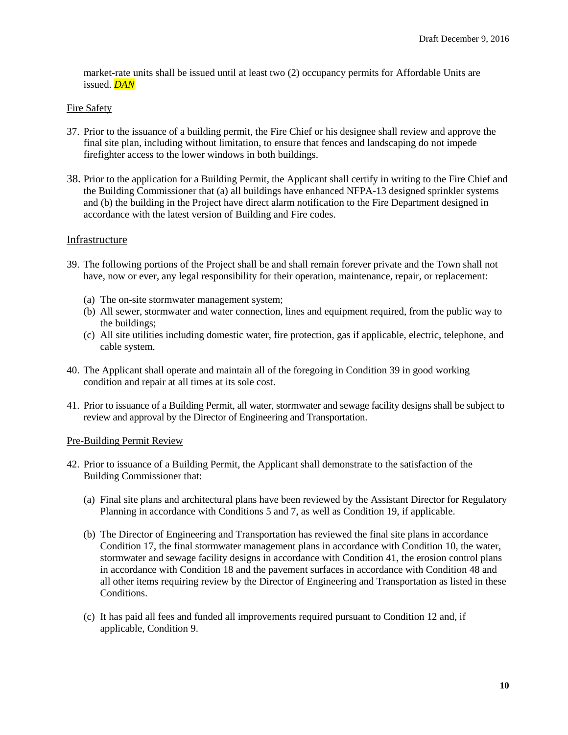market-rate units shall be issued until at least two (2) occupancy permits for Affordable Units are issued. *DAN*

Fire Safety

37. Prior to the issuance of a building permit, the Fire Chief or his designee shall review and approve the final site plan, including without limitation, to ensure that fences and landscaping do not impede firefighter access to the lower windows in both buildings.

38. Prior to the application for a Building Permit, the Applicant shall certify in writing to the Fire Chief and the Building Commissioner that (a) all buildings have enhanced NFPA-13 designed sprinkler systems and (b) the building in the Project have direct alarm notification to the Fire Department designed in accordance with the latest version of Building and Fire codes.

Infrastructure

39. The following portions of the Project shall be and shall remain forever private and the Town shall not have, now or ever, any legal responsibility for their operation, maintenance, repair, or replacement:

    (a) The on-site stormwater management system;
    (b) All sewer, stormwater and water connection, lines and equipment required, from the public way to the buildings;
    (c) All site utilities including domestic water, fire protection, gas if applicable, electric, telephone, and cable system.

40. The Applicant shall operate and maintain all of the foregoing in Condition 39 in good working condition and repair at all times at its sole cost.

41. Prior to issuance of a Building Permit, all water, stormwater and sewage facility designs shall be subject to review and approval by the Director of Engineering and Transportation.

Pre-Building Permit Review

42. Prior to issuance of a Building Permit, the Applicant shall demonstrate to the satisfaction of the Building Commissioner that:

    (a) Final site plans and architectural plans have been reviewed by the Assistant Director for Regulatory Planning in accordance with Conditions 5 and 7, as well as Condition 19, if applicable.

    (b) The Director of Engineering and Transportation has reviewed the final site plans in accordance Condition 17, the final stormwater management plans in accordance with Condition 10, the water, stormwater and sewage facility designs in accordance with Condition 41, the erosion control plans in accordance with Condition 18 and the pavement surfaces in accordance with Condition 48 and all other items requiring review by the Director of Engineering and Transportation as listed in these Conditions.

    (c) It has paid all fees and funded all improvements required pursuant to Condition 12 and, if applicable, Condition 9.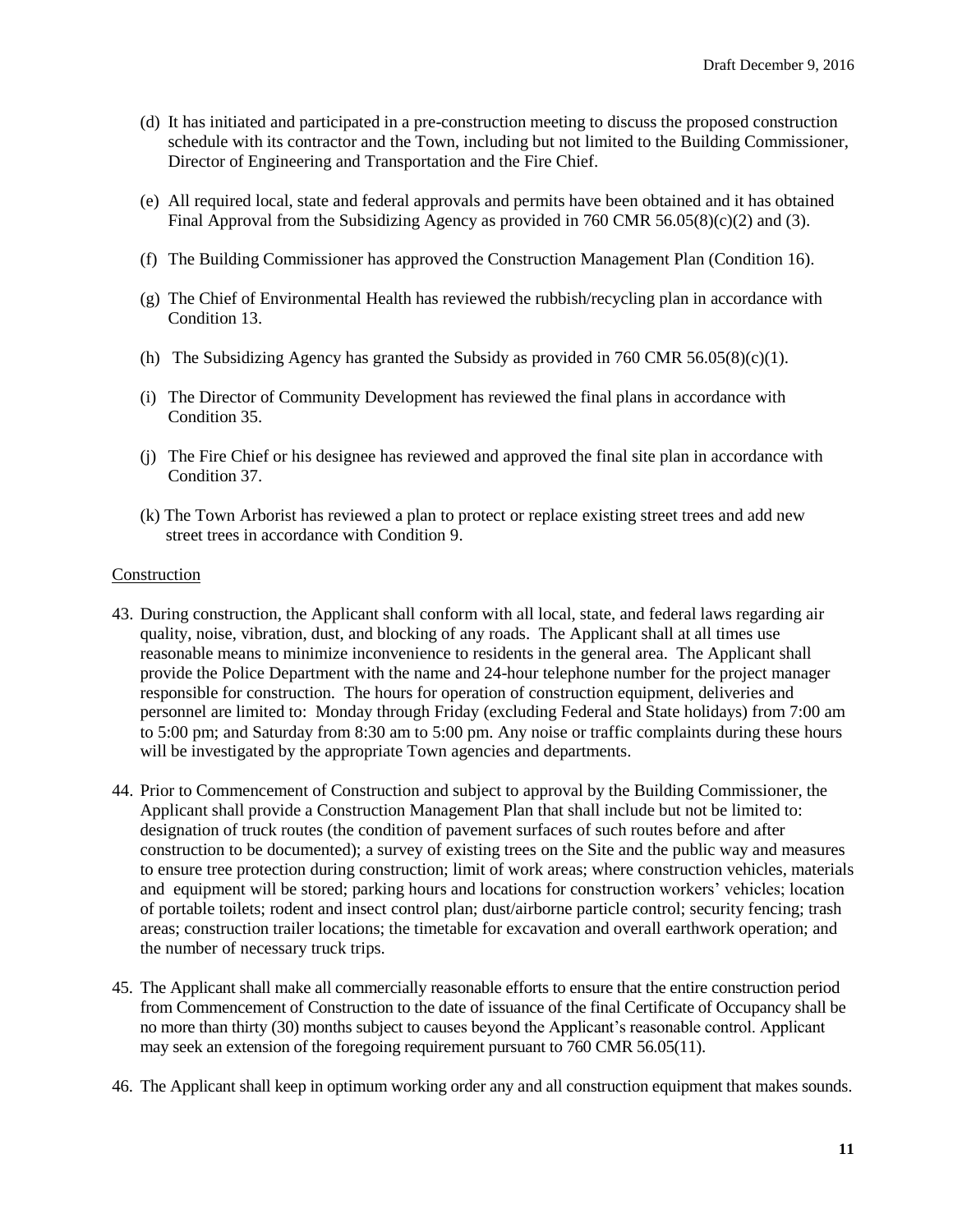(d) It has initiated and participated in a pre-construction meeting to discuss the proposed construction schedule with its contractor and the Town, including but not limited to the Building Commissioner, Director of Engineering and Transportation and the Fire Chief.

(e) All required local, state and federal approvals and permits have been obtained and it has obtained Final Approval from the Subsidizing Agency as provided in 760 CMR 56.05(8)(c)(2) and (3).

(f) The Building Commissioner has approved the Construction Management Plan (Condition 16).

(g) The Chief of Environmental Health has reviewed the rubbish/recycling plan in accordance with Condition 13.

(h) The Subsidizing Agency has granted the Subsidy as provided in 760 CMR 56.05(8)(c)(1).

(i) The Director of Community Development has reviewed the final plans in accordance with Condition 35.

(j) The Fire Chief or his designee has reviewed and approved the final site plan in accordance with Condition 37.

(k) The Town Arborist has reviewed a plan to protect or replace existing street trees and add new street trees in accordance with Condition 9.

<u>Construction</u>

43. During construction, the Applicant shall conform with all local, state, and federal laws regarding air quality, noise, vibration, dust, and blocking of any roads. The Applicant shall at all times use reasonable means to minimize inconvenience to residents in the general area. The Applicant shall provide the Police Department with the name and 24-hour telephone number for the project manager responsible for construction. The hours for operation of construction equipment, deliveries and personnel are limited to: Monday through Friday (excluding Federal and State holidays) from 7:00 am to 5:00 pm; and Saturday from 8:30 am to 5:00 pm. Any noise or traffic complaints during these hours will be investigated by the appropriate Town agencies and departments.

44. Prior to Commencement of Construction and subject to approval by the Building Commissioner, the Applicant shall provide a Construction Management Plan that shall include but not be limited to: designation of truck routes (the condition of pavement surfaces of such routes before and after construction to be documented); a survey of existing trees on the Site and the public way and measures to ensure tree protection during construction; limit of work areas; where construction vehicles, materials and equipment will be stored; parking hours and locations for construction workers' vehicles; location of portable toilets; rodent and insect control plan; dust/airborne particle control; security fencing; trash areas; construction trailer locations; the timetable for excavation and overall earthwork operation; and the number of necessary truck trips.

45. The Applicant shall make all commercially reasonable efforts to ensure that the entire construction period from Commencement of Construction to the date of issuance of the final Certificate of Occupancy shall be no more than thirty (30) months subject to causes beyond the Applicant's reasonable control. Applicant may seek an extension of the foregoing requirement pursuant to 760 CMR 56.05(11).

46. The Applicant shall keep in optimum working order any and all construction equipment that makes sounds.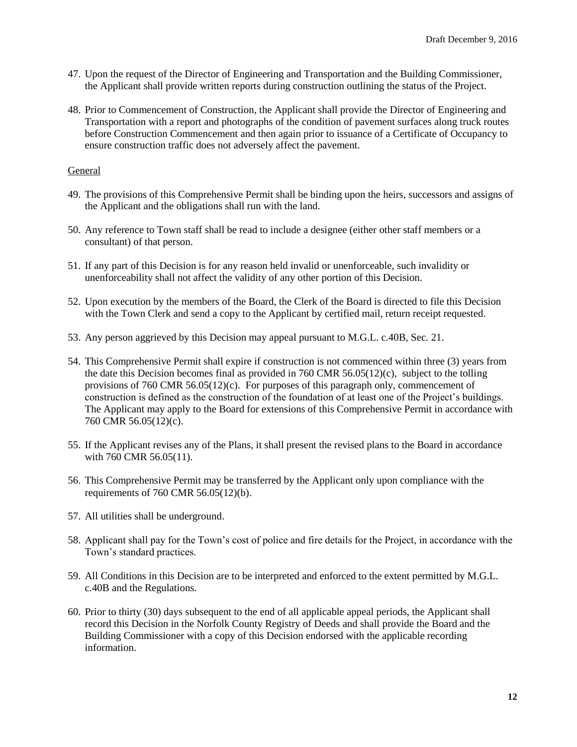47. Upon the request of the Director of Engineering and Transportation and the Building Commissioner, the Applicant shall provide written reports during construction outlining the status of the Project.

48. Prior to Commencement of Construction, the Applicant shall provide the Director of Engineering and Transportation with a report and photographs of the condition of pavement surfaces along truck routes before Construction Commencement and then again prior to issuance of a Certificate of Occupancy to ensure construction traffic does not adversely affect the pavement.

General

49. The provisions of this Comprehensive Permit shall be binding upon the heirs, successors and assigns of the Applicant and the obligations shall run with the land.

50. Any reference to Town staff shall be read to include a designee (either other staff members or a consultant) of that person.

51. If any part of this Decision is for any reason held invalid or unenforceable, such invalidity or unenforceability shall not affect the validity of any other portion of this Decision.

52. Upon execution by the members of the Board, the Clerk of the Board is directed to file this Decision with the Town Clerk and send a copy to the Applicant by certified mail, return receipt requested.

53. Any person aggrieved by this Decision may appeal pursuant to M.G.L. c.40B, Sec. 21.

54. This Comprehensive Permit shall expire if construction is not commenced within three (3) years from the date this Decision becomes final as provided in 760 CMR 56.05(12)(c), subject to the tolling provisions of 760 CMR 56.05(12)(c). For purposes of this paragraph only, commencement of construction is defined as the construction of the foundation of at least one of the Project's buildings. The Applicant may apply to the Board for extensions of this Comprehensive Permit in accordance with 760 CMR 56.05(12)(c).

55. If the Applicant revises any of the Plans, it shall present the revised plans to the Board in accordance with 760 CMR 56.05(11).

56. This Comprehensive Permit may be transferred by the Applicant only upon compliance with the requirements of 760 CMR 56.05(12)(b).

57. All utilities shall be underground.

58. Applicant shall pay for the Town's cost of police and fire details for the Project, in accordance with the Town's standard practices.

59. All Conditions in this Decision are to be interpreted and enforced to the extent permitted by M.G.L. c.40B and the Regulations.

60. Prior to thirty (30) days subsequent to the end of all applicable appeal periods, the Applicant shall record this Decision in the Norfolk County Registry of Deeds and shall provide the Board and the Building Commissioner with a copy of this Decision endorsed with the applicable recording information.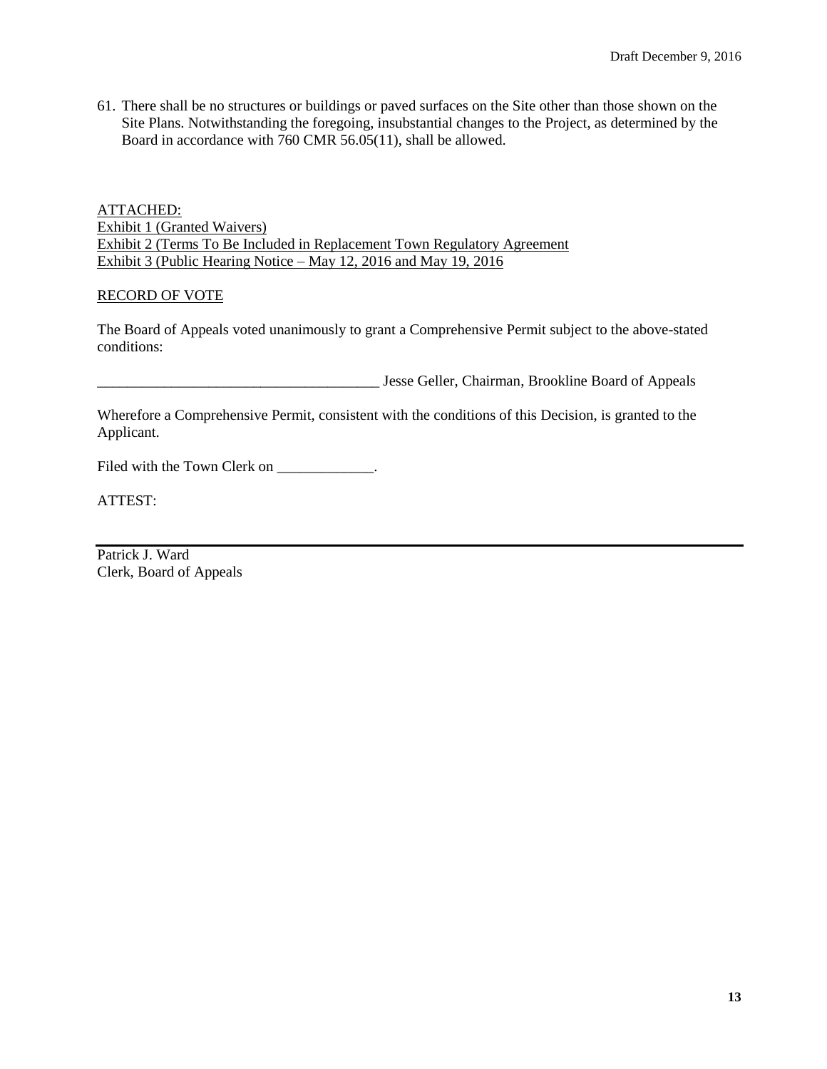61. There shall be no structures or buildings or paved surfaces on the Site other than those shown on the Site Plans. Notwithstanding the foregoing, insubstantial changes to the Project, as determined by the Board in accordance with 760 CMR 56.05(11), shall be allowed.

ATTACHED:
Exhibit 1 (Granted Waivers)
Exhibit 2 (Terms To Be Included in Replacement Town Regulatory Agreement
Exhibit 3 (Public Hearing Notice – May 12, 2016 and May 19, 2016

RECORD OF VOTE

The Board of Appeals voted unanimously to grant a Comprehensive Permit subject to the above-stated conditions:

______________________________________ Jesse Geller, Chairman, Brookline Board of Appeals

Wherefore a Comprehensive Permit, consistent with the conditions of this Decision, is granted to the Applicant.

Filed with the Town Clerk on _____________.

ATTEST:

---

Patrick J. Ward
Clerk, Board of Appeals